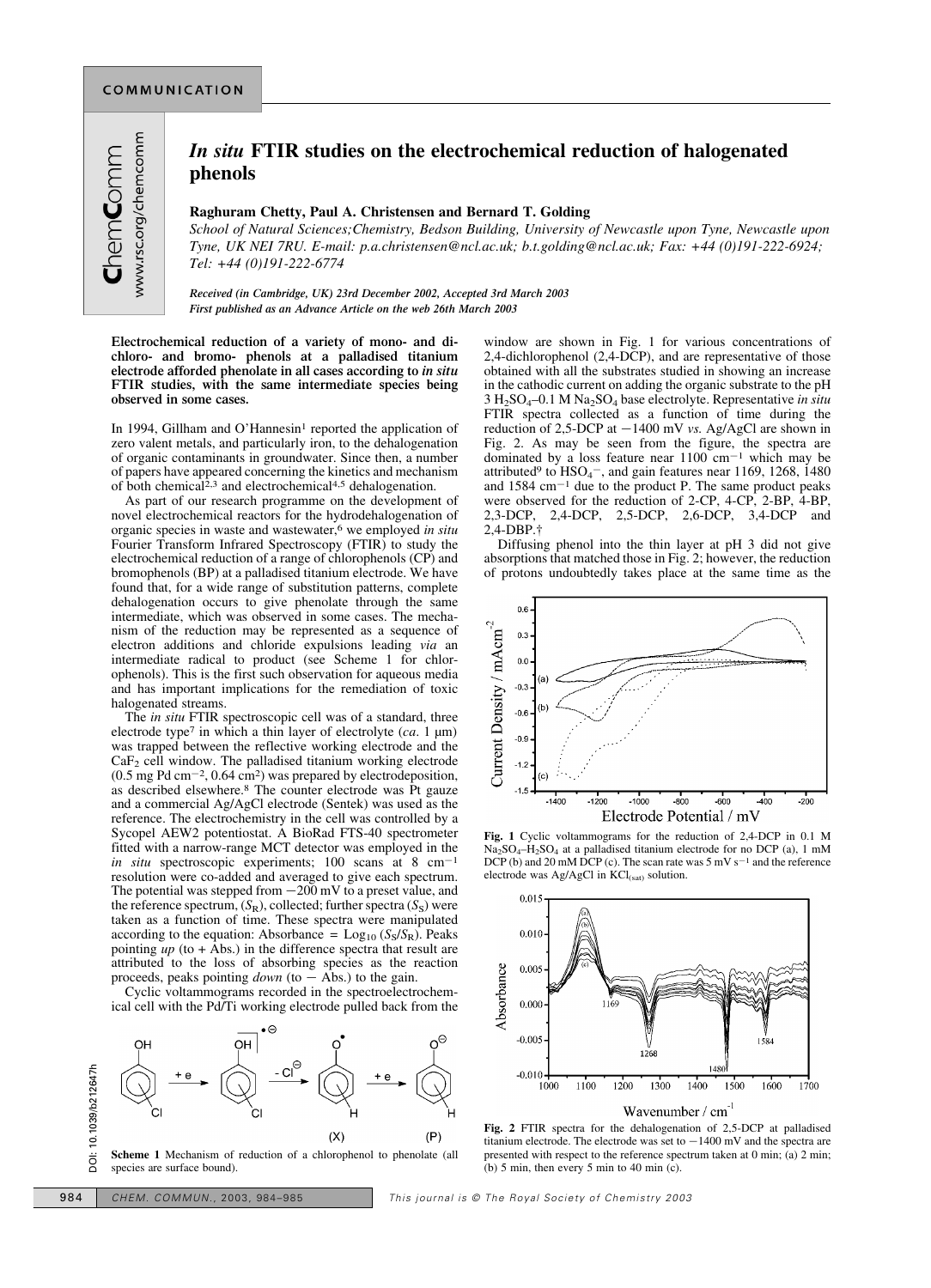# *In situ* FTIR studies on the electrochemical reduction of halogenated phenols

**Raghuram Chetty, Paul A. Christensen and Bernard T. Golding**

*School of Natural Sciences;Chemistry, Bedson Building, University of Newcastle upon Tyne, Newcastle upon Tyne, UK NE1 7RU. E-mail: p.a.christensen@ncl.ac.uk; b.t.golding@ncl.ac.uk; Fax: +44 (0)191-222-6924; Tel: +44 (0)191-222-6774*

*Received (in Cambridge, UK) 23rd December 2002, Accepted 3rd March 2003*
*First published as an Advance Article on the web 26th March 2003*

**Electrochemical reduction of a variety of mono- and di-chloro- and bromo- phenols at a palladised titanium electrode afforded phenolate in all cases according to *in situ* FTIR studies, with the same intermediate species being observed in some cases.**

In 1994, Gillham and O'Hannesin[1] reported the application of zero valent metals, and particularly iron, to the dehalogenation of organic contaminants in groundwater. Since then, a number of papers have appeared concerning the kinetics and mechanism of both chemical[2,3] and electrochemical[4,5] dehalogenation.

As part of our research programme on the development of novel electrochemical reactors for the hydrodehalogenation of organic species in waste and wastewater,[6] we employed *in situ* Fourier Transform Infrared Spectroscopy (FTIR) to study the electrochemical reduction of a range of chlorophenols (CP) and bromophenols (BP) at a palladised titanium electrode. We have found that, for a wide range of substitution patterns, complete dehalogenation occurs to give phenolate through the same intermediate, which was observed in some cases. The mechanism of the reduction may be represented as a sequence of electron additions and chloride expulsions leading *via* an intermediate radical to product (see Scheme 1 for chlorophenols). This is the first such observation for aqueous media and has important implications for the remediation of toxic halogenated streams.

The *in situ* FTIR spectroscopic cell was of a standard, three electrode type[7] in which a thin layer of electrolyte (*ca*. 1 μm) was trapped between the reflective working electrode and the $CaF_2$ cell window. The palladised titanium working electrode (0.5 mg Pd cm$^{-2}$, 0.64 cm$^2$) was prepared by electrodeposition, as described elsewhere.[8] The counter electrode was Pt gauze and a commercial Ag/AgCl electrode (Sentek) was used as the reference. The electrochemistry in the cell was controlled by a Sycopel AEW2 potentiostat. A BioRad FTS-40 spectrometer fitted with a narrow-range MCT detector was employed in the *in situ* spectroscopic experiments; 100 scans at 8 cm$^{-1}$ resolution were co-added and averaged to give each spectrum. The potential was stepped from −200 mV to a preset value, and the reference spectrum, ($S_R$), collected; further spectra ($S_S$) were taken as a function of time. These spectra were manipulated according to the equation: Absorbance = $\text{Log}_{10}$ ($S_S$/$S_R$). Peaks pointing *up* (to + Abs.) in the difference spectra that result are attributed to the loss of absorbing species as the reaction proceeds, peaks pointing *down* (to − Abs.) to the gain.

Cyclic voltammograms recorded in the spectroelectrochemical cell with the Pd/Ti working electrode pulled back from the window are shown in Fig. 1 for various concentrations of 2,4-dichlorophenol (2,4-DCP), and are representative of those obtained with all the substrates studied in showing an increase in the cathodic current on adding the organic substrate to the pH 3 $H_2SO_4$–0.1 M $Na_2SO_4$ base electrolyte. Representative *in situ* FTIR spectra collected as a function of time during the reduction of 2,5-DCP at −1400 mV *vs.* Ag/AgCl are shown in Fig. 2. As may be seen from the figure, the spectra are dominated by a loss feature near 1100 cm$^{-1}$ which may be attributed[9] to $HSO_4^-$, and gain features near 1169, 1268, 1480 and 1584 cm$^{-1}$ due to the product P. The same product peaks were observed for the reduction of 2-CP, 4-CP, 2-BP, 4-BP, 2,3-DCP, 2,4-DCP, 2,5-DCP, 2,6-DCP, 3,4-DCP and 2,4-DBP.†

Diffusing phenol into the thin layer at pH 3 did not give absorptions that matched those in Fig. 2; however, the reduction of protons undoubtedly takes place at the same time as the

**Scheme 1** Mechanism of reduction of a chlorophenol to phenolate (all species are surface bound).

**Fig. 1** Cyclic voltammograms for the reduction of 2,4-DCP in 0.1 M $Na_2SO_4$–$H_2SO_4$ at a palladised titanium electrode for no DCP (a), 1 mM DCP (b) and 20 mM DCP (c). The scan rate was 5 mV s$^{-1}$ and the reference electrode was Ag/AgCl in $KCl_{(sat)}$ solution.

**Fig. 2** FTIR spectra for the dehalogenation of 2,5-DCP at palladised titanium electrode. The electrode was set to −1400 mV and the spectra are presented with respect to the reference spectrum taken at 0 min; (a) 2 min; (b) 5 min, then every 5 min to 40 min (c).

DOI: 10.1039/b212647h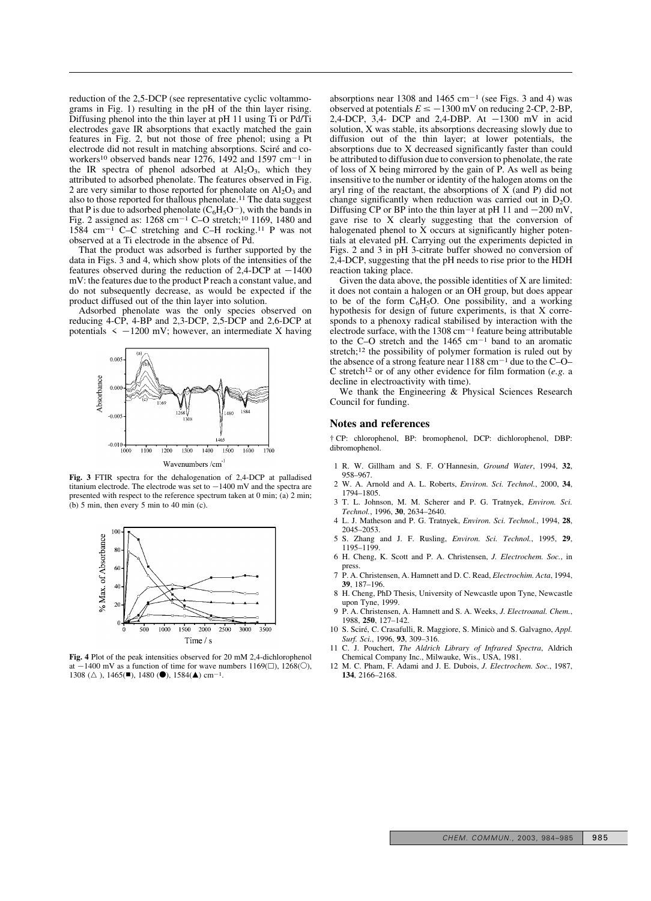reduction of the 2,5-DCP (see representative cyclic voltammograms in Fig. 1) resulting in the pH of the thin layer rising. Diffusing phenol into the thin layer at pH 11 using Ti or Pd/Ti electrodes gave IR absorptions that exactly matched the gain features in Fig. 2, but not those of free phenol; using a Pt electrode did not result in matching absorptions. Sciré and coworkers[10] observed bands near 1276, 1492 and 1597 cm$^{-1}$ in the IR spectra of phenol adsorbed at $Al_2O_3$, which they attributed to adsorbed phenolate. The features observed in Fig. 2 are very similar to those reported for phenolate on $Al_2O_3$ and also to those reported for thallous phenolate.[11] The data suggest that P is due to adsorbed phenolate ($C_6H_5O^-$), with the bands in Fig. 2 assigned as: 1268 cm$^{-1}$ C–O stretch;[10] 1169, 1480 and 1584 cm$^{-1}$ C–C stretching and C–H rocking.[11] P was not observed at a Ti electrode in the absence of Pd.

That the product was adsorbed is further supported by the data in Figs. 3 and 4, which show plots of the intensities of the features observed during the reduction of 2,4-DCP at −1400 mV: the features due to the product P reach a constant value, and do not subsequently decrease, as would be expected if the product diffused out of the thin layer into solution.

Adsorbed phenolate was the only species observed on reducing 4-CP, 4-BP and 2,3-DCP, 2,5-DCP and 2,6-DCP at potentials < −1200 mV; however, an intermediate X having absorptions near 1308 and 1465 cm$^{-1}$ (see Figs. 3 and 4) was observed at potentials $E \leq -1300$ mV on reducing 2-CP, 2-BP, 2,4-DCP, 3,4- DCP and 2,4-DBP. At −1300 mV in acid solution, X was stable, its absorptions decreasing slowly due to diffusion out of the thin layer; at lower potentials, the absorptions due to X decreased significantly faster than could be attributed to diffusion due to conversion to phenolate, the rate of loss of X being mirrored by the gain of P. As well as being insensitive to the number or identity of the halogen atoms on the aryl ring of the reactant, the absorptions of X (and P) did not change significantly when reduction was carried out in $D_2O$. Diffusing CP or BP into the thin layer at pH 11 and −200 mV, gave rise to X clearly suggesting that the conversion of halogenated phenol to X occurs at significantly higher potentials at elevated pH. Carrying out the experiments depicted in Figs. 2 and 3 in pH 3-citrate buffer showed no conversion of 2,4-DCP, suggesting that the pH needs to rise prior to the HDH reaction taking place.

Given the data above, the possible identities of X are limited: it does not contain a halogen or an OH group, but does appear to be of the form $C_6H_5O$. One possibility, and a working hypothesis for design of future experiments, is that X corresponds to a phenoxy radical stabilised by interaction with the electrode surface, with the 1308 cm$^{-1}$ feature being attributable to the C–O stretch and the 1465 cm$^{-1}$ band to an aromatic stretch;[12] the possibility of polymer formation is ruled out by the absence of a strong feature near 1188 cm$^{-1}$ due to the C–O–C stretch[12] or of any other evidence for film formation (*e.g.* a decline in electroactivity with time).

We thank the Engineering & Physical Sciences Research Council for funding.

0.005
0.000
-0.005
-0.010
Absorbance
(a)
(b)
(c)
1169
1268
1308
1465
1480
1584
1000 1100 1200 1300 1400 1500 1600 1700
Wavenumbers /cm$^{-1}$

**Fig. 3** FTIR spectra for the dehalogenation of 2,4-DCP at palladised titanium electrode. The electrode was set to −1400 mV and the spectra are presented with respect to the reference spectrum taken at 0 min; (a) 2 min; (b) 5 min, then every 5 min to 40 min (c).

% Max. of Absorbance
0 20 40 60 80 100
0 500 1000 1500 2000 2500 3000 3500
Time / s

**Fig. 4** Plot of the peak intensities observed for 20 mM 2,4-dichlorophenol at −1400 mV as a function of time for wave numbers 1169(□), 1268(○), 1308 (△), 1465(■), 1480 (●), 1584(▲) cm$^{-1}$.

## Notes and references

† CP: chlorophenol, BP: bromophenol, DCP: dichlorophenol, DBP: dibromophenol.

1. R. W. Gillham and S. F. O'Hannesin, *Ground Water*, 1994, **32**, 958–967.
2. W. A. Arnold and A. L. Roberts, *Environ. Sci. Technol.*, 2000, **34**, 1794–1805.
3. T. L. Johnson, M. M. Scherer and P. G. Tratnyek, *Environ. Sci. Technol.*, 1996, **30**, 2634–2640.
4. L. J. Matheson and P. G. Tratnyek, *Environ. Sci. Technol.*, 1994, **28**, 2045–2053.
5. S. Zhang and J. F. Rusling, *Environ. Sci. Technol.*, 1995, **29**, 1195–1199.
6. H. Cheng, K. Scott and P. A. Christensen, *J. Electrochem. Soc.*, in press.
7. P. A. Christensen, A. Hamnett and D. C. Read, *Electrochim. Acta*, 1994, **39**, 187–196.
8. H. Cheng, PhD Thesis, University of Newcastle upon Tyne, Newcastle upon Tyne, 1999.
9. P. A. Christensen, A. Hamnett and S. A. Weeks, *J. Electroanal. Chem.*, 1988, **250**, 127–142.
10. S. Sciré, C. Crasafulli, R. Maggiore, S. Minicò and S. Galvagno, *Appl. Surf. Sci.*, 1996, **93**, 309–316.
11. C. J. Pouchert, *The Aldrich Library of Infrared Spectra*, Aldrich Chemical Company Inc., Milwauke, Wis., USA, 1981.
12. M. C. Pham, F. Adami and J. E. Dubois, *J. Electrochem. Soc.*, 1987, **134**, 2166–2168.